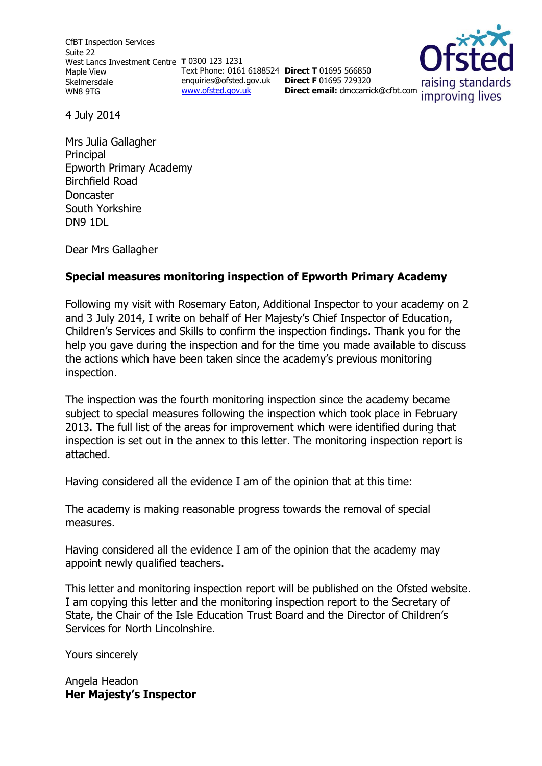CfBT Inspection Services
Suite 22
West Lancs Investment Centre
Maple View
Skelmersdale
WN8 9TG

**T** 0300 123 1231
Text Phone: 0161 6188524
enquiries@ofsted.gov.uk
www.ofsted.gov.uk

**Direct T** 01695 566850
**Direct F** 01695 729320
**Direct email:** dmccarrick@cfbt.com

4 July 2014

Mrs Julia Gallagher
Principal
Epworth Primary Academy
Birchfield Road
Doncaster
South Yorkshire
DN9 1DL

Dear Mrs Gallagher

**Special measures monitoring inspection of Epworth Primary Academy**

Following my visit with Rosemary Eaton, Additional Inspector to your academy on 2 and 3 July 2014, I write on behalf of Her Majesty's Chief Inspector of Education, Children's Services and Skills to confirm the inspection findings. Thank you for the help you gave during the inspection and for the time you made available to discuss the actions which have been taken since the academy's previous monitoring inspection.

The inspection was the fourth monitoring inspection since the academy became subject to special measures following the inspection which took place in February 2013. The full list of the areas for improvement which were identified during that inspection is set out in the annex to this letter. The monitoring inspection report is attached.

Having considered all the evidence I am of the opinion that at this time:

The academy is making reasonable progress towards the removal of special measures.

Having considered all the evidence I am of the opinion that the academy may appoint newly qualified teachers.

This letter and monitoring inspection report will be published on the Ofsted website. I am copying this letter and the monitoring inspection report to the Secretary of State, the Chair of the Isle Education Trust Board and the Director of Children's Services for North Lincolnshire.

Yours sincerely

Angela Headon
**Her Majesty's Inspector**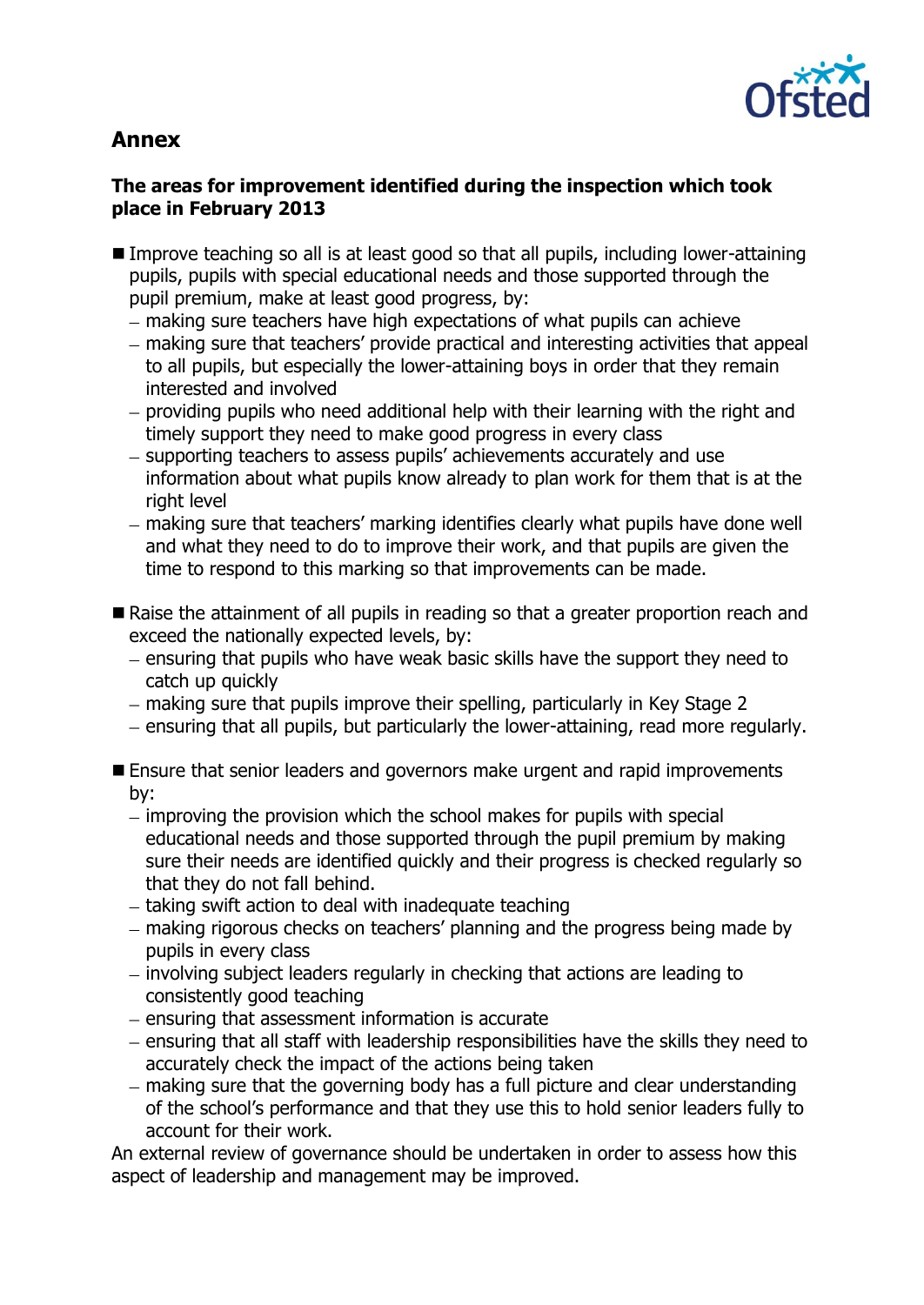## Annex

### The areas for improvement identified during the inspection which took place in February 2013

- Improve teaching so all is at least good so that all pupils, including lower-attaining pupils, pupils with special educational needs and those supported through the pupil premium, make at least good progress, by:
  - making sure teachers have high expectations of what pupils can achieve
  - making sure that teachers' provide practical and interesting activities that appeal to all pupils, but especially the lower-attaining boys in order that they remain interested and involved
  - providing pupils who need additional help with their learning with the right and timely support they need to make good progress in every class
  - supporting teachers to assess pupils' achievements accurately and use information about what pupils know already to plan work for them that is at the right level
  - making sure that teachers' marking identifies clearly what pupils have done well and what they need to do to improve their work, and that pupils are given the time to respond to this marking so that improvements can be made.

- Raise the attainment of all pupils in reading so that a greater proportion reach and exceed the nationally expected levels, by:
  - ensuring that pupils who have weak basic skills have the support they need to catch up quickly
  - making sure that pupils improve their spelling, particularly in Key Stage 2
  - ensuring that all pupils, but particularly the lower-attaining, read more regularly.

- Ensure that senior leaders and governors make urgent and rapid improvements by:
  - improving the provision which the school makes for pupils with special educational needs and those supported through the pupil premium by making sure their needs are identified quickly and their progress is checked regularly so that they do not fall behind.
  - taking swift action to deal with inadequate teaching
  - making rigorous checks on teachers' planning and the progress being made by pupils in every class
  - involving subject leaders regularly in checking that actions are leading to consistently good teaching
  - ensuring that assessment information is accurate
  - ensuring that all staff with leadership responsibilities have the skills they need to accurately check the impact of the actions being taken
  - making sure that the governing body has a full picture and clear understanding of the school's performance and that they use this to hold senior leaders fully to account for their work.

An external review of governance should be undertaken in order to assess how this aspect of leadership and management may be improved.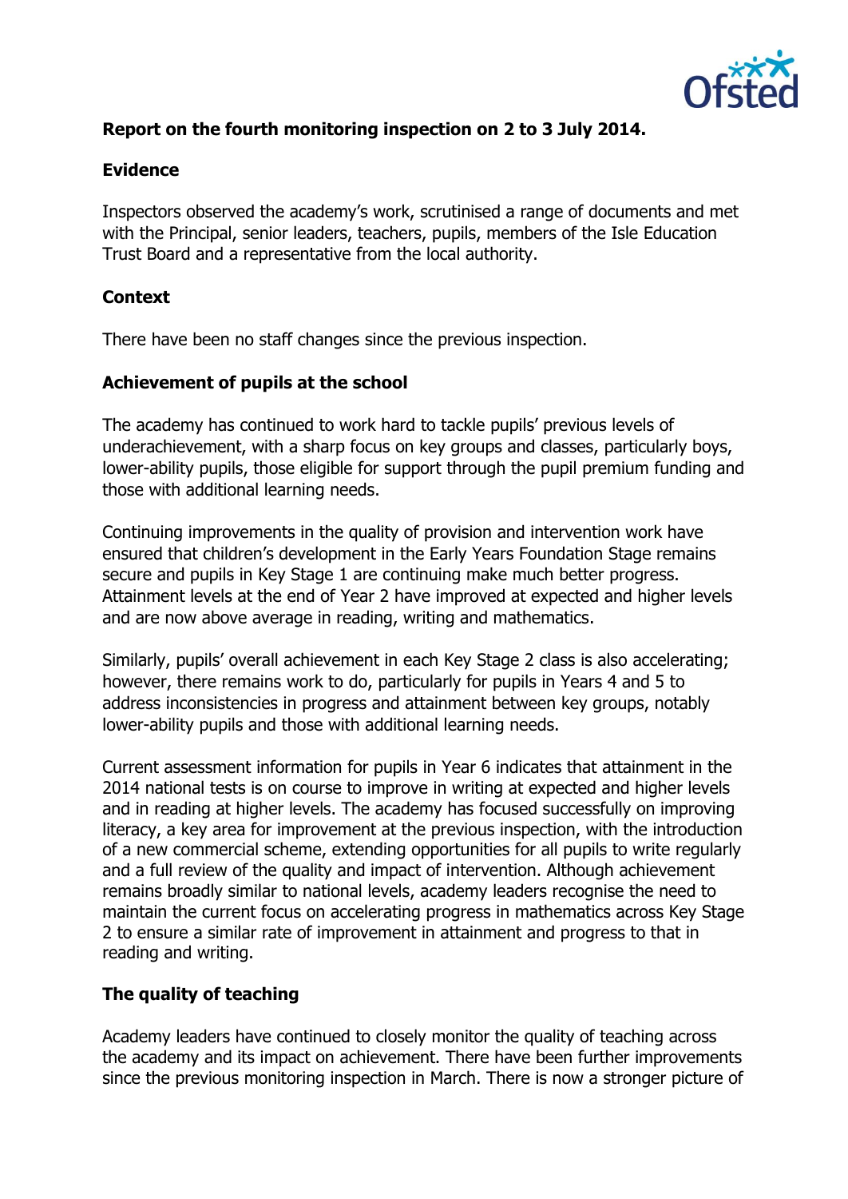**Report on the fourth monitoring inspection on 2 to 3 July 2014.**

**Evidence**

Inspectors observed the academy's work, scrutinised a range of documents and met with the Principal, senior leaders, teachers, pupils, members of the Isle Education Trust Board and a representative from the local authority.

**Context**

There have been no staff changes since the previous inspection.

**Achievement of pupils at the school**

The academy has continued to work hard to tackle pupils' previous levels of underachievement, with a sharp focus on key groups and classes, particularly boys, lower-ability pupils, those eligible for support through the pupil premium funding and those with additional learning needs.

Continuing improvements in the quality of provision and intervention work have ensured that children's development in the Early Years Foundation Stage remains secure and pupils in Key Stage 1 are continuing make much better progress. Attainment levels at the end of Year 2 have improved at expected and higher levels and are now above average in reading, writing and mathematics.

Similarly, pupils' overall achievement in each Key Stage 2 class is also accelerating; however, there remains work to do, particularly for pupils in Years 4 and 5 to address inconsistencies in progress and attainment between key groups, notably lower-ability pupils and those with additional learning needs.

Current assessment information for pupils in Year 6 indicates that attainment in the 2014 national tests is on course to improve in writing at expected and higher levels and in reading at higher levels. The academy has focused successfully on improving literacy, a key area for improvement at the previous inspection, with the introduction of a new commercial scheme, extending opportunities for all pupils to write regularly and a full review of the quality and impact of intervention. Although achievement remains broadly similar to national levels, academy leaders recognise the need to maintain the current focus on accelerating progress in mathematics across Key Stage 2 to ensure a similar rate of improvement in attainment and progress to that in reading and writing.

**The quality of teaching**

Academy leaders have continued to closely monitor the quality of teaching across the academy and its impact on achievement. There have been further improvements since the previous monitoring inspection in March. There is now a stronger picture of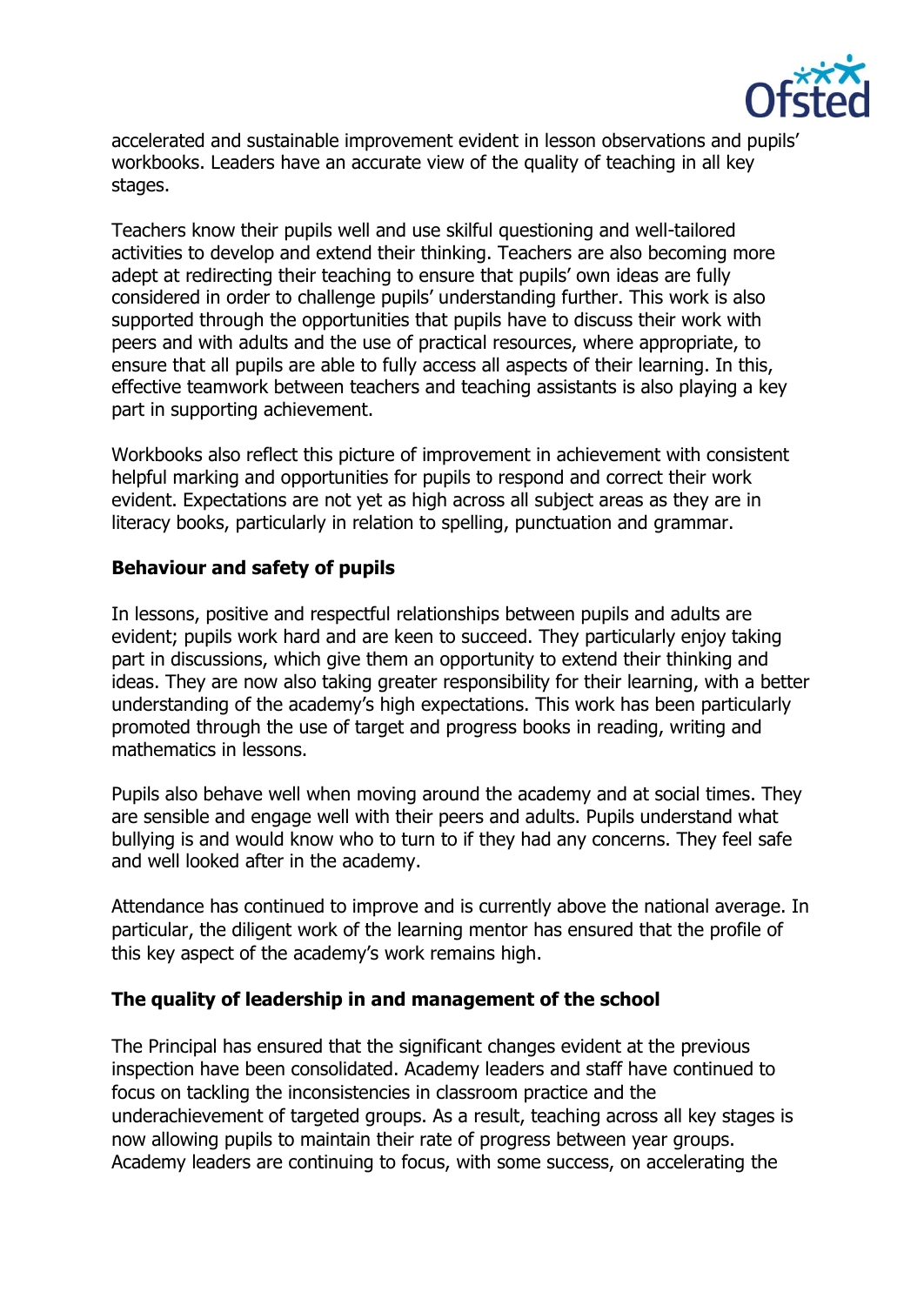accelerated and sustainable improvement evident in lesson observations and pupils' workbooks. Leaders have an accurate view of the quality of teaching in all key stages.

Teachers know their pupils well and use skilful questioning and well-tailored activities to develop and extend their thinking. Teachers are also becoming more adept at redirecting their teaching to ensure that pupils' own ideas are fully considered in order to challenge pupils' understanding further. This work is also supported through the opportunities that pupils have to discuss their work with peers and with adults and the use of practical resources, where appropriate, to ensure that all pupils are able to fully access all aspects of their learning. In this, effective teamwork between teachers and teaching assistants is also playing a key part in supporting achievement.

Workbooks also reflect this picture of improvement in achievement with consistent helpful marking and opportunities for pupils to respond and correct their work evident. Expectations are not yet as high across all subject areas as they are in literacy books, particularly in relation to spelling, punctuation and grammar.

**Behaviour and safety of pupils**

In lessons, positive and respectful relationships between pupils and adults are evident; pupils work hard and are keen to succeed. They particularly enjoy taking part in discussions, which give them an opportunity to extend their thinking and ideas. They are now also taking greater responsibility for their learning, with a better understanding of the academy's high expectations. This work has been particularly promoted through the use of target and progress books in reading, writing and mathematics in lessons.

Pupils also behave well when moving around the academy and at social times. They are sensible and engage well with their peers and adults. Pupils understand what bullying is and would know who to turn to if they had any concerns. They feel safe and well looked after in the academy.

Attendance has continued to improve and is currently above the national average. In particular, the diligent work of the learning mentor has ensured that the profile of this key aspect of the academy's work remains high.

**The quality of leadership in and management of the school**

The Principal has ensured that the significant changes evident at the previous inspection have been consolidated. Academy leaders and staff have continued to focus on tackling the inconsistencies in classroom practice and the underachievement of targeted groups. As a result, teaching across all key stages is now allowing pupils to maintain their rate of progress between year groups. Academy leaders are continuing to focus, with some success, on accelerating the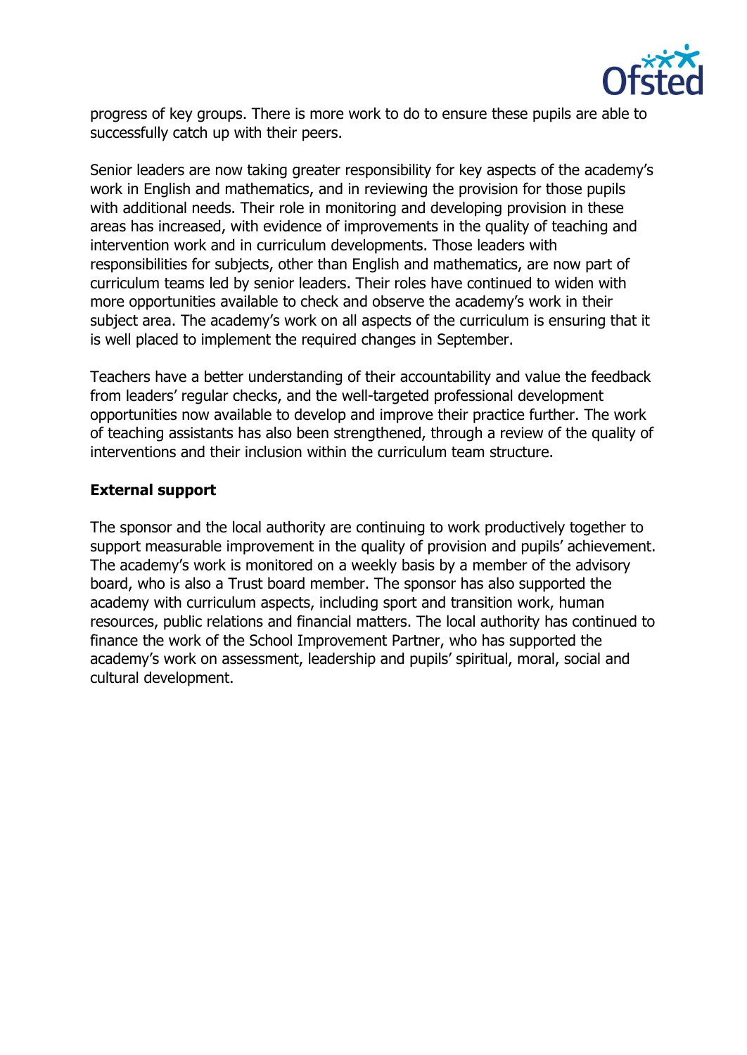progress of key groups. There is more work to do to ensure these pupils are able to successfully catch up with their peers.

Senior leaders are now taking greater responsibility for key aspects of the academy's work in English and mathematics, and in reviewing the provision for those pupils with additional needs. Their role in monitoring and developing provision in these areas has increased, with evidence of improvements in the quality of teaching and intervention work and in curriculum developments. Those leaders with responsibilities for subjects, other than English and mathematics, are now part of curriculum teams led by senior leaders. Their roles have continued to widen with more opportunities available to check and observe the academy's work in their subject area. The academy's work on all aspects of the curriculum is ensuring that it is well placed to implement the required changes in September.

Teachers have a better understanding of their accountability and value the feedback from leaders' regular checks, and the well-targeted professional development opportunities now available to develop and improve their practice further. The work of teaching assistants has also been strengthened, through a review of the quality of interventions and their inclusion within the curriculum team structure.

**External support**

The sponsor and the local authority are continuing to work productively together to support measurable improvement in the quality of provision and pupils' achievement. The academy's work is monitored on a weekly basis by a member of the advisory board, who is also a Trust board member. The sponsor has also supported the academy with curriculum aspects, including sport and transition work, human resources, public relations and financial matters. The local authority has continued to finance the work of the School Improvement Partner, who has supported the academy's work on assessment, leadership and pupils' spiritual, moral, social and cultural development.